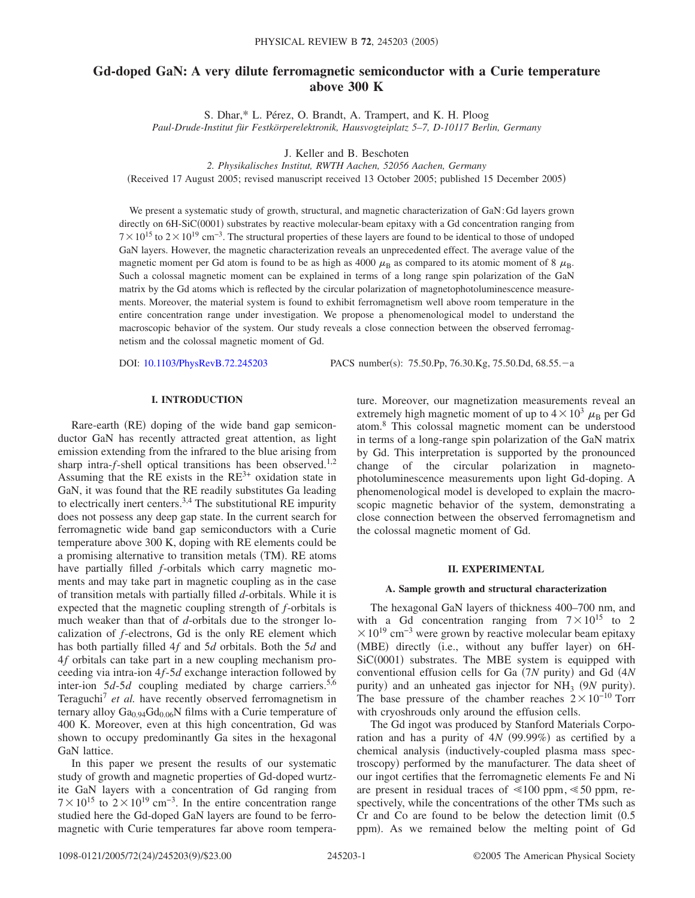# Gd-doped GaN: A very dilute ferromagnetic semiconductor with a Curie temperature above 300 K

S. Dhar,* L. Pérez, O. Brandt, A. Trampert, and K. H. Ploog

*Paul-Drude-Institut für Festkörperelektronik, Hausvogteiplatz 5–7, D-10117 Berlin, Germany*

J. Keller and B. Beschoten

*2. Physikalisches Institut, RWTH Aachen, 52056 Aachen, Germany*

(Received 17 August 2005; revised manuscript received 13 October 2005; published 15 December 2005)

We present a systematic study of growth, structural, and magnetic characterization of GaN:Gd layers grown directly on 6H-SiC(0001) substrates by reactive molecular-beam epitaxy with a Gd concentration ranging from $7\times10^{15}$ to $2\times10^{19}$ $cm^{-3}$. The structural properties of these layers are found to be identical to those of undoped GaN layers. However, the magnetic characterization reveals an unprecedented effect. The average value of the magnetic moment per Gd atom is found to be as high as 4000 $\mu_B$ as compared to its atomic moment of 8 $\mu_B$. Such a colossal magnetic moment can be explained in terms of a long range spin polarization of the GaN matrix by the Gd atoms which is reflected by the circular polarization of magnetophotoluminescence measurements. Moreover, the material system is found to exhibit ferromagnetism well above room temperature in the entire concentration range under investigation. We propose a phenomenological model to understand the macroscopic behavior of the system. Our study reveals a close connection between the observed ferromagnetism and the colossal magnetic moment of Gd.

DOI: 10.1103/PhysRevB.72.245203 PACS number(s): 75.50.Pp, 76.30.Kg, 75.50.Dd, 68.55.−a

## I. INTRODUCTION

Rare-earth (RE) doping of the wide band gap semiconductor GaN has recently attracted great attention, as light emission extending from the infrared to the blue arising from sharp intra-$f$-shell optical transitions has been observed.[1,2] Assuming that the RE exists in the $RE^{3+}$ oxidation state in GaN, it was found that the RE readily substitutes Ga leading to electrically inert centers.[3,4] The substitutional RE impurity does not possess any deep gap state. In the current search for ferromagnetic wide band gap semiconductors with a Curie temperature above 300 K, doping with RE elements could be a promising alternative to transition metals (TM). RE atoms have partially filled $f$-orbitals which carry magnetic moments and may take part in magnetic coupling as in the case of transition metals with partially filled $d$-orbitals. While it is expected that the magnetic coupling strength of $f$-orbitals is much weaker than that of $d$-orbitals due to the stronger localization of $f$-electrons, Gd is the only RE element which has both partially filled $4f$ and $5d$ orbitals. Both the $5d$ and $4f$ orbitals can take part in a new coupling mechanism proceeding via intra-ion $4f$-$5d$ exchange interaction followed by inter-ion $5d$-$5d$ coupling mediated by charge carriers.[5,6] Teraguchi[7] *et al.* have recently observed ferromagnetism in ternary alloy $Ga_{0.94}Gd_{0.06}N$ films with a Curie temperature of 400 K. Moreover, even at this high concentration, Gd was shown to occupy predominantly Ga sites in the hexagonal GaN lattice.

In this paper we present the results of our systematic study of growth and magnetic properties of Gd-doped wurtzite GaN layers with a concentration of Gd ranging from $7\times10^{15}$ to $2\times10^{19}$ $cm^{-3}$. In the entire concentration range studied here the Gd-doped GaN layers are found to be ferromagnetic with Curie temperatures far above room temperature. Moreover, our magnetization measurements reveal an extremely high magnetic moment of up to $4\times10^3$ $\mu_B$ per Gd atom.[8] This colossal magnetic moment can be understood in terms of a long-range spin polarization of the GaN matrix by Gd. This interpretation is supported by the pronounced change of the circular polarization in magnetophotoluminescence measurements upon light Gd-doping. A phenomenological model is developed to explain the macroscopic magnetic behavior of the system, demonstrating a close connection between the observed ferromagnetism and the colossal magnetic moment of Gd.

## II. EXPERIMENTAL

### A. Sample growth and structural characterization

The hexagonal GaN layers of thickness 400–700 nm, and with a Gd concentration ranging from $7\times10^{15}$ to $2\times10^{19}$ $cm^{-3}$ were grown by reactive molecular beam epitaxy (MBE) directly (i.e., without any buffer layer) on 6H-SiC(0001) substrates. The MBE system is equipped with conventional effusion cells for Ga ($7N$ purity) and Gd ($4N$ purity) and an unheated gas injector for $NH_3$ ($9N$ purity). The base pressure of the chamber reaches $2\times10^{-10}$ Torr with cryoshrouds only around the effusion cells.

The Gd ingot was produced by Stanford Materials Corporation and has a purity of $4N$ (99.99%) as certified by a chemical analysis (inductively-coupled plasma mass spectroscopy) performed by the manufacturer. The data sheet of our ingot certifies that the ferromagnetic elements Fe and Ni are present in residual traces of $\leqslant100$ ppm, $\leqslant50$ ppm, respectively, while the concentrations of the other TMs such as Cr and Co are found to be below the detection limit (0.5 ppm). As we remained below the melting point of Gd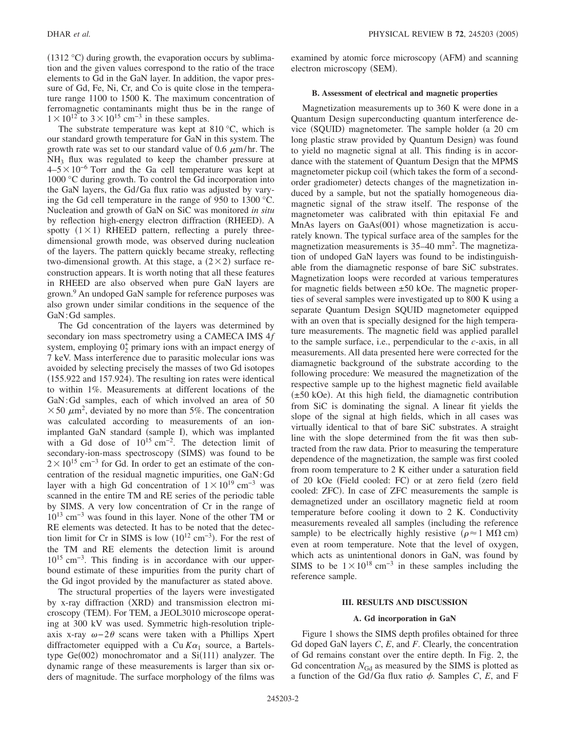(1312 °C) during growth, the evaporation occurs by sublimation and the given values correspond to the ratio of the trace elements to Gd in the GaN layer. In addition, the vapor pressure of Gd, Fe, Ni, Cr, and Co is quite close in the temperature range 1100 to 1500 K. The maximum concentration of ferromagnetic contaminants might thus be in the range of $1\times10^{12}$ to $3\times10^{15}$ cm$^{-3}$ in these samples.

The substrate temperature was kept at 810 °C, which is our standard growth temperature for GaN in this system. The growth rate was set to our standard value of 0.6 $\mu$m/hr. The $NH_3$ flux was regulated to keep the chamber pressure at $4–5\times10^{-6}$ Torr and the Ga cell temperature was kept at 1000 °C during growth. To control the Gd incorporation into the GaN layers, the Gd/Ga flux ratio was adjusted by varying the Gd cell temperature in the range of 950 to 1300 °C. Nucleation and growth of GaN on SiC was monitored *in situ* by reflection high-energy electron diffraction (RHEED). A spotty $(1\times1)$ RHEED pattern, reflecting a purely three-dimensional growth mode, was observed during nucleation of the layers. The pattern quickly became streaky, reflecting two-dimensional growth. At this stage, a $(2\times2)$ surface reconstruction appears. It is worth noting that all these features in RHEED are also observed when pure GaN layers are grown.[9] An undoped GaN sample for reference purposes was also grown under similar conditions in the sequence of the GaN:Gd samples.

The Gd concentration of the layers was determined by secondary ion mass spectrometry using a CAMECA IMS 4*f* system, employing $0_2^+$ primary ions with an impact energy of 7 keV. Mass interference due to parasitic molecular ions was avoided by selecting precisely the masses of two Gd isotopes (155.922 and 157.924). The resulting ion rates were identical to within 1%. Measurements at different locations of the GaN:Gd samples, each of which involved an area of $50\times50$ $\mu$m$^2$, deviated by no more than 5%. The concentration was calculated according to measurements of an ion-implanted GaN standard (sample I), which was implanted with a Gd dose of $10^{15}$ cm$^{-2}$. The detection limit of secondary-ion-mass spectroscopy (SIMS) was found to be $2\times10^{15}$ cm$^{-3}$ for Gd. In order to get an estimate of the concentration of the residual magnetic impurities, one GaN:Gd layer with a high Gd concentration of $1\times10^{19}$ cm$^{-3}$ was scanned in the entire TM and RE series of the periodic table by SIMS. A very low concentration of Cr in the range of $10^{13}$ cm$^{-3}$ was found in this layer. None of the other TM or RE elements was detected. It has to be noted that the detection limit for Cr in SIMS is low ($10^{12}$ cm$^{-3}$). For the rest of the TM and RE elements the detection limit is around $10^{15}$ cm$^{-3}$. This finding is in accordance with our upper-bound estimate of these impurities from the purity chart of the Gd ingot provided by the manufacturer as stated above.

The structural properties of the layers were investigated by x-ray diffraction (XRD) and transmission electron microscopy (TEM). For TEM, a JEOL3010 microscope operating at 300 kV was used. Symmetric high-resolution triple-axis x-ray $\omega-2\theta$ scans were taken with a Phillips Xpert diffractometer equipped with a Cu $K\alpha_1$ source, a Bartels-type Ge(002) monochromator and a Si(111) analyzer. The dynamic range of these measurements is larger than six orders of magnitude. The surface morphology of the films was examined by atomic force microscopy (AFM) and scanning electron microscopy (SEM).

### B. Assessment of electrical and magnetic properties

Magnetization measurements up to 360 K were done in a Quantum Design superconducting quantum interference device (SQUID) magnetometer. The sample holder (a 20 cm long plastic straw provided by Quantum Design) was found to yield no magnetic signal at all. This finding is in accordance with the statement of Quantum Design that the MPMS magnetometer pickup coil (which takes the form of a second-order gradiometer) detects changes of the magnetization induced by a sample, but not the spatially homogeneous diamagnetic signal of the straw itself. The response of the magnetometer was calibrated with thin epitaxial Fe and MnAs layers on GaAs(001) whose magnetization is accurately known. The typical surface area of the samples for the magnetization measurements is 35–40 mm$^2$. The magnetization of undoped GaN layers was found to be indistinguishable from the diamagnetic response of bare SiC substrates. Magnetization loops were recorded at various temperatures for magnetic fields between ±50 kOe. The magnetic properties of several samples were investigated up to 800 K using a separate Quantum Design SQUID magnetometer equipped with an oven that is specially designed for the high temperature measurements. The magnetic field was applied parallel to the sample surface, i.e., perpendicular to the *c*-axis, in all measurements. All data presented here were corrected for the diamagnetic background of the substrate according to the following procedure: We measured the magnetization of the respective sample up to the highest magnetic field available (±50 kOe). At this high field, the diamagnetic contribution from SiC is dominating the signal. A linear fit yields the slope of the signal at high fields, which in all cases was virtually identical to that of bare SiC substrates. A straight line with the slope determined from the fit was then subtracted from the raw data. Prior to measuring the temperature dependence of the magnetization, the sample was first cooled from room temperature to 2 K either under a saturation field of 20 kOe (Field cooled: FC) or at zero field (zero field cooled: ZFC). In case of ZFC measurements the sample is demagnetized under an oscillatory magnetic field at room temperature before cooling it down to 2 K. Conductivity measurements revealed all samples (including the reference sample) to be electrically highly resistive ($\rho\approx1$ M$\Omega$ cm) even at room temperature. Note that the level of oxygen, which acts as unintentional donors in GaN, was found by SIMS to be $1\times10^{18}$ cm$^{-3}$ in these samples including the reference sample.

## III. RESULTS AND DISCUSSION

### A. Gd incorporation in GaN

Figure 1 shows the SIMS depth profiles obtained for three Gd doped GaN layers *C*, *E*, and *F*. Clearly, the concentration of Gd remains constant over the entire depth. In Fig. 2, the Gd concentration $N_{Gd}$ as measured by the SIMS is plotted as a function of the Gd/Ga flux ratio $\phi$. Samples *C*, *E*, and F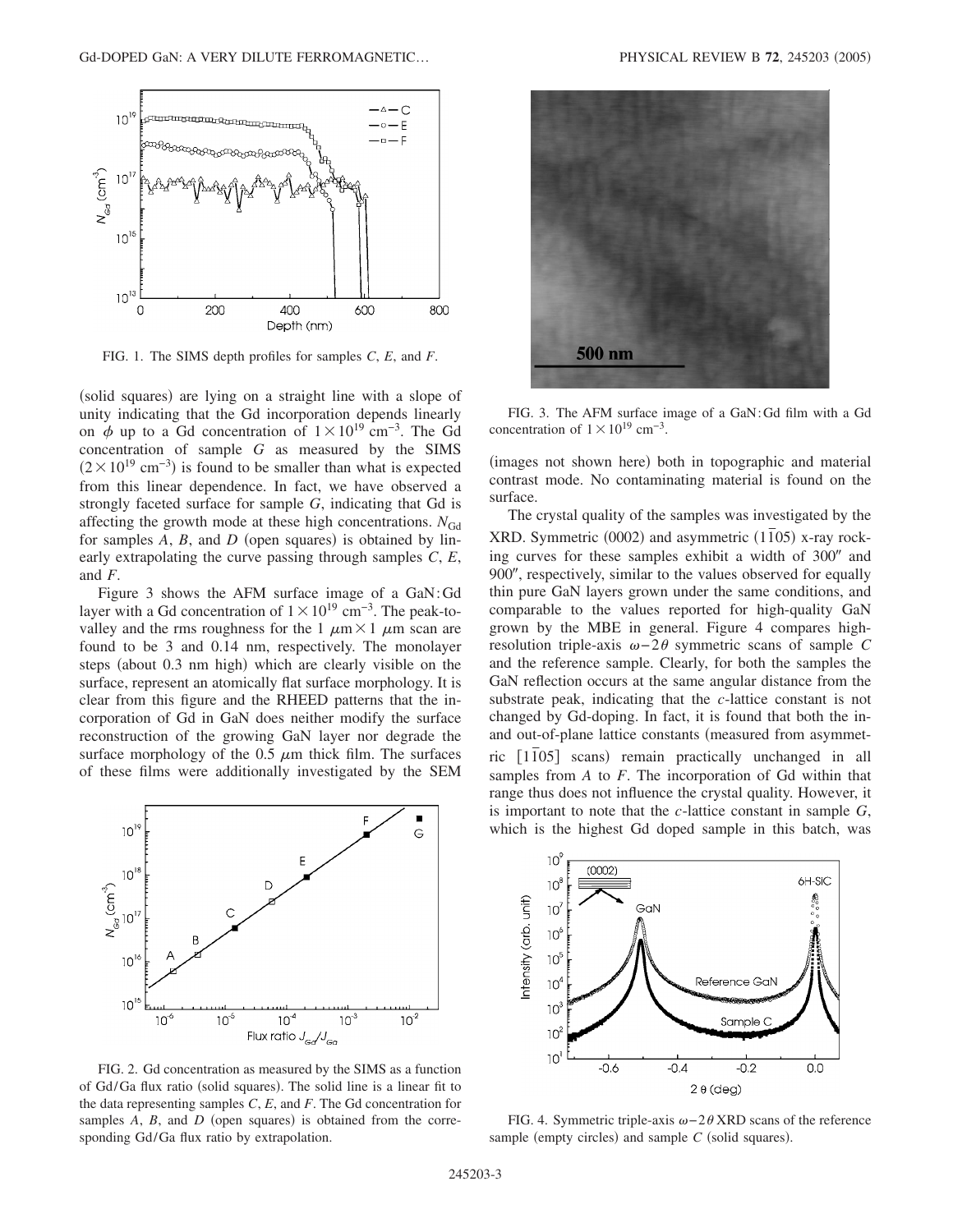FIG. 1. The SIMS depth profiles for samples $C$, $E$, and $F$.

(solid squares) are lying on a straight line with a slope of unity indicating that the Gd incorporation depends linearly on $\phi$ up to a Gd concentration of $1\times10^{19}$ cm$^{-3}$. The Gd concentration of sample $G$ as measured by the SIMS ($2\times10^{19}$ cm$^{-3}$) is found to be smaller than what is expected from this linear dependence. In fact, we have observed a strongly faceted surface for sample $G$, indicating that Gd is affecting the growth mode at these high concentrations. $N_{Gd}$ for samples $A$, $B$, and $D$ (open squares) is obtained by linearly extrapolating the curve passing through samples $C$, $E$, and $F$.

Figure 3 shows the AFM surface image of a GaN:Gd layer with a Gd concentration of $1\times10^{19}$ cm$^{-3}$. The peak-to-valley and the rms roughness for the 1 $\mu$m$\times$1 $\mu$m scan are found to be 3 and 0.14 nm, respectively. The monolayer steps (about 0.3 nm high) which are clearly visible on the surface, represent an atomically flat surface morphology. It is clear from this figure and the RHEED patterns that the incorporation of Gd in GaN does neither modify the surface reconstruction of the growing GaN layer nor degrade the surface morphology of the 0.5 $\mu$m thick film. The surfaces of these films were additionally investigated by the SEM (images not shown here) both in topographic and material contrast mode. No contaminating material is found on the surface.

FIG. 2. Gd concentration as measured by the SIMS as a function of Gd/Ga flux ratio (solid squares). The solid line is a linear fit to the data representing samples $C$, $E$, and $F$. The Gd concentration for samples $A$, $B$, and $D$ (open squares) is obtained from the corresponding Gd/Ga flux ratio by extrapolation.

FIG. 3. The AFM surface image of a GaN:Gd film with a Gd concentration of $1\times10^{19}$ cm$^{-3}$.

The crystal quality of the samples was investigated by the XRD. Symmetric (0002) and asymmetric $(1\bar{1}05)$ x-ray rocking curves for these samples exhibit a width of 300″ and 900″, respectively, similar to the values observed for equally thin pure GaN layers grown under the same conditions, and comparable to the values reported for high-quality GaN grown by the MBE in general. Figure 4 compares high-resolution triple-axis $\omega-2\theta$ symmetric scans of sample $C$ and the reference sample. Clearly, for both the samples the GaN reflection occurs at the same angular distance from the substrate peak, indicating that the $c$-lattice constant is not changed by Gd-doping. In fact, it is found that both the in- and out-of-plane lattice constants (measured from asymmetric $[1\bar{1}05]$ scans) remain practically unchanged in all samples from $A$ to $F$. The incorporation of Gd within that range thus does not influence the crystal quality. However, it is important to note that the $c$-lattice constant in sample $G$, which is the highest Gd doped sample in this batch, was

FIG. 4. Symmetric triple-axis $\omega-2\theta$ XRD scans of the reference sample (empty circles) and sample $C$ (solid squares).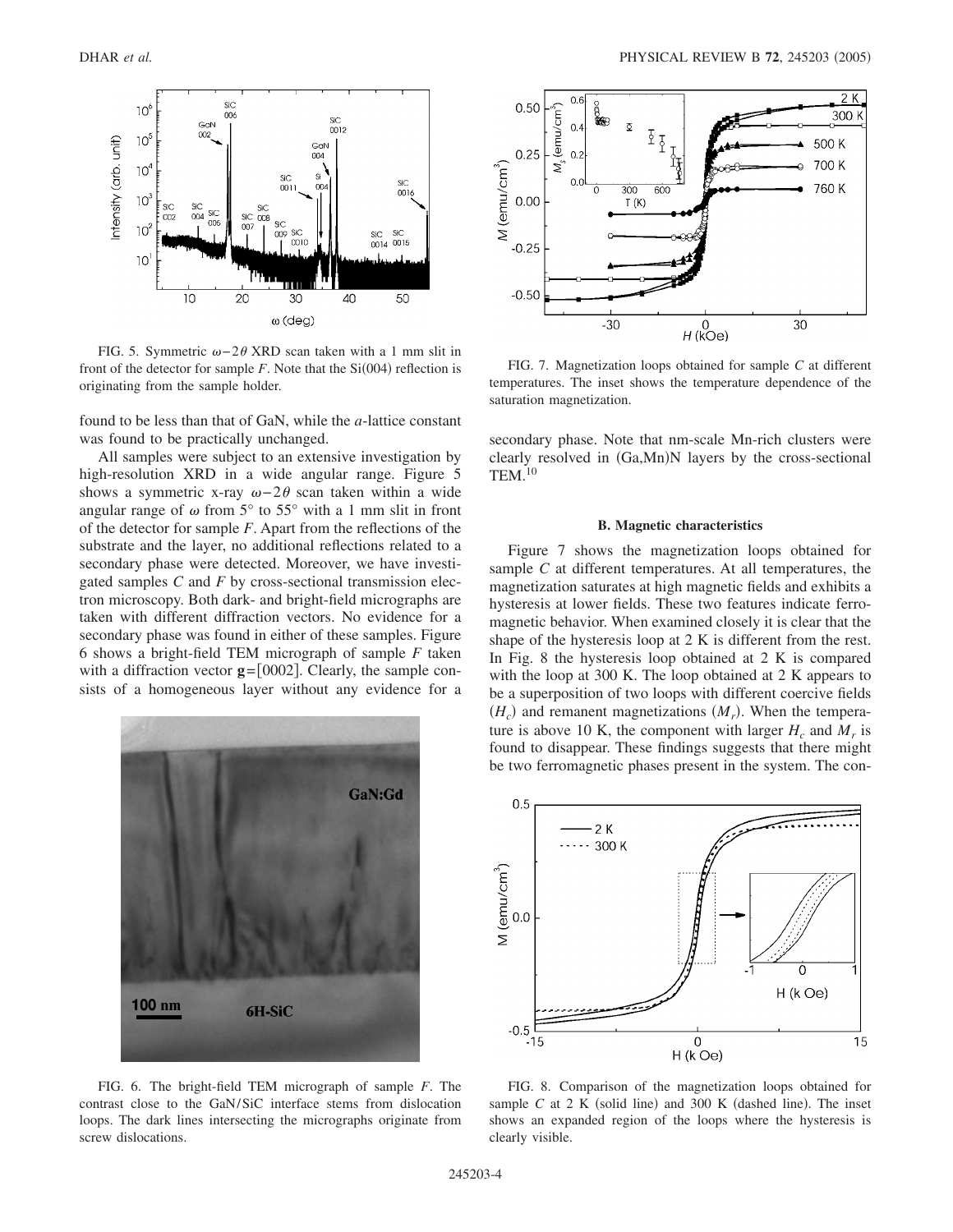found to be less than that of GaN, while the *a*-lattice constant was found to be practically unchanged.

All samples were subject to an extensive investigation by high-resolution XRD in a wide angular range. Figure 5 shows a symmetric x-ray $\omega-2\theta$ scan taken within a wide angular range of $\omega$ from 5° to 55° with a 1 mm slit in front of the detector for sample *F*. Apart from the reflections of the substrate and the layer, no additional reflections related to a secondary phase were detected. Moreover, we have investigated samples *C* and *F* by cross-sectional transmission electron microscopy. Both dark- and bright-field micrographs are taken with different diffraction vectors. No evidence for a secondary phase was found in either of these samples. Figure 6 shows a bright-field TEM micrograph of sample *F* taken with a diffraction vector $\mathbf{g}=[0002]$. Clearly, the sample consists of a homogeneous layer without any evidence for a secondary phase. Note that nm-scale Mn-rich clusters were clearly resolved in (Ga,Mn)N layers by the cross-sectional TEM.[10]

FIG. 5. Symmetric $\omega-2\theta$ XRD scan taken with a 1 mm slit in front of the detector for sample *F*. Note that the Si(004) reflection is originating from the sample holder.

FIG. 6. The bright-field TEM micrograph of sample *F*. The contrast close to the GaN/SiC interface stems from dislocation loops. The dark lines intersecting the micrographs originate from screw dislocations.

FIG. 7. Magnetization loops obtained for sample *C* at different temperatures. The inset shows the temperature dependence of the saturation magnetization.

### B. Magnetic characteristics

Figure 7 shows the magnetization loops obtained for sample *C* at different temperatures. At all temperatures, the magnetization saturates at high magnetic fields and exhibits a hysteresis at lower fields. These two features indicate ferromagnetic behavior. When examined closely it is clear that the shape of the hysteresis loop at 2 K is different from the rest. In Fig. 8 the hysteresis loop obtained at 2 K is compared with the loop at 300 K. The loop obtained at 2 K appears to be a superposition of two loops with different coercive fields ($H_c$) and remanent magnetizations ($M_r$). When the temperature is above 10 K, the component with larger $H_c$ and $M_r$ is found to disappear. These findings suggests that there might be two ferromagnetic phases present in the system. The con-

FIG. 8. Comparison of the magnetization loops obtained for sample *C* at 2 K (solid line) and 300 K (dashed line). The inset shows an expanded region of the loops where the hysteresis is clearly visible.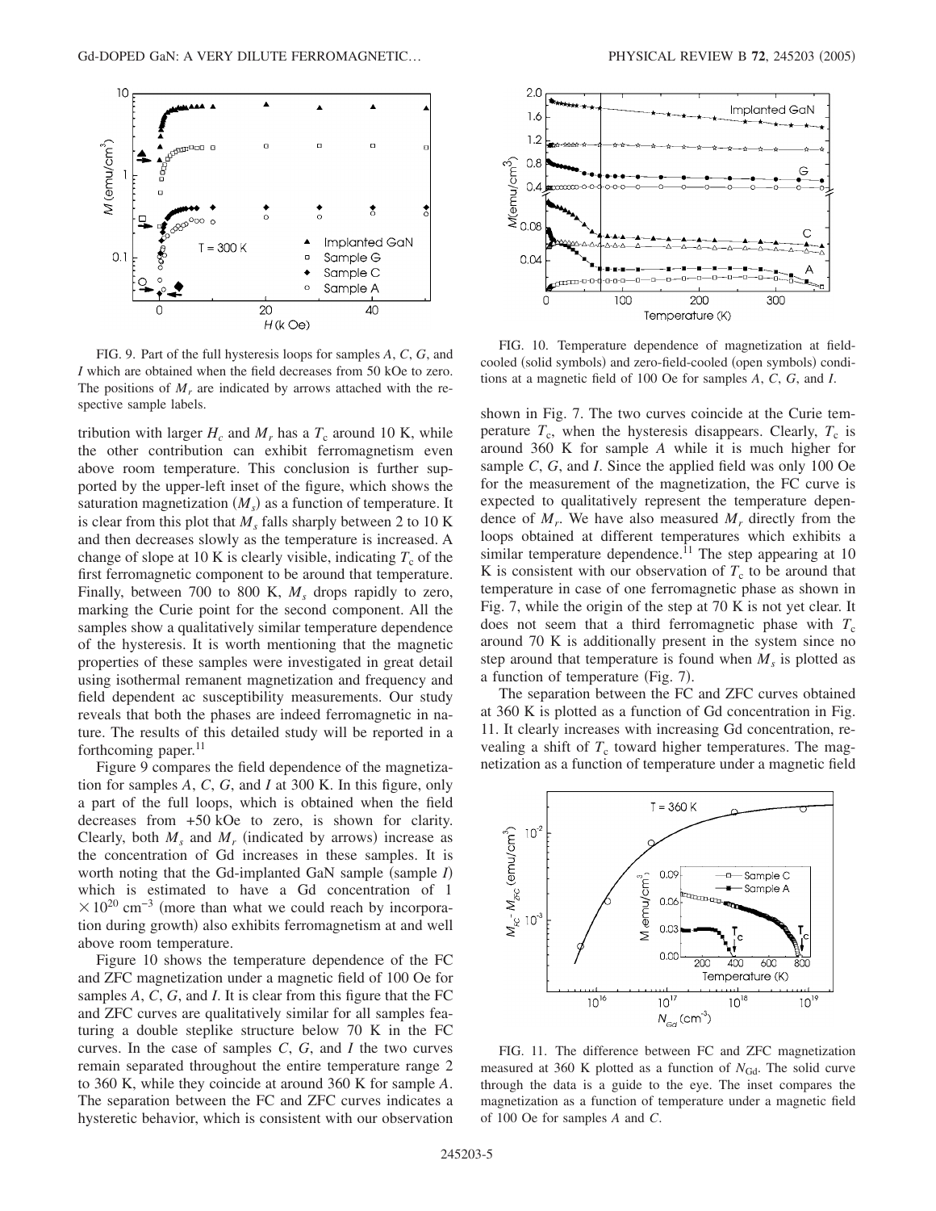FIG. 9. Part of the full hysteresis loops for samples *A*, *C*, *G*, and *I* which are obtained when the field decreases from 50 kOe to zero. The positions of $M_r$ are indicated by arrows attached with the respective sample labels.

tribution with larger $H_c$ and $M_r$ has a $T_c$ around 10 K, while the other contribution can exhibit ferromagnetism even above room temperature. This conclusion is further supported by the upper-left inset of the figure, which shows the saturation magnetization ($M_s$) as a function of temperature. It is clear from this plot that $M_s$ falls sharply between 2 to 10 K and then decreases slowly as the temperature is increased. A change of slope at 10 K is clearly visible, indicating $T_c$ of the first ferromagnetic component to be around that temperature. Finally, between 700 to 800 K, $M_s$ drops rapidly to zero, marking the Curie point for the second component. All the samples show a qualitatively similar temperature dependence of the hysteresis. It is worth mentioning that the magnetic properties of these samples were investigated in great detail using isothermal remanent magnetization and frequency and field dependent ac susceptibility measurements. Our study reveals that both the phases are indeed ferromagnetic in nature. The results of this detailed study will be reported in a forthcoming paper.[11]

Figure 9 compares the field dependence of the magnetization for samples *A*, *C*, *G*, and *I* at 300 K. In this figure, only a part of the full loops, which is obtained when the field decreases from +50 kOe to zero, is shown for clarity. Clearly, both $M_s$ and $M_r$ (indicated by arrows) increase as the concentration of Gd increases in these samples. It is worth noting that the Gd-implanted GaN sample (sample *I*) which is estimated to have a Gd concentration of $1 \times 10^{20}$ cm$^{-3}$ (more than what we could reach by incorporation during growth) also exhibits ferromagnetism at and well above room temperature.

Figure 10 shows the temperature dependence of the FC and ZFC magnetization under a magnetic field of 100 Oe for samples *A*, *C*, *G*, and *I*. It is clear from this figure that the FC and ZFC curves are qualitatively similar for all samples featuring a double steplike structure below 70 K in the FC curves. In the case of samples *C*, *G*, and *I* the two curves remain separated throughout the entire temperature range 2 to 360 K, while they coincide at around 360 K for sample *A*. The separation between the FC and ZFC curves indicates a hysteretic behavior, which is consistent with our observation shown in Fig. 7. The two curves coincide at the Curie temperature $T_c$, when the hysteresis disappears. Clearly, $T_c$ is around 360 K for sample *A* while it is much higher for sample *C*, *G*, and *I*. Since the applied field was only 100 Oe for the measurement of the magnetization, the FC curve is expected to qualitatively represent the temperature dependence of $M_r$. We have also measured $M_r$ directly from the loops obtained at different temperatures which exhibits a similar temperature dependence.[11] The step appearing at 10 K is consistent with our observation of $T_c$ to be around that temperature in case of one ferromagnetic phase as shown in Fig. 7, while the origin of the step at 70 K is not yet clear. It does not seem that a third ferromagnetic phase with $T_c$ around 70 K is additionally present in the system since no step around that temperature is found when $M_s$ is plotted as a function of temperature (Fig. 7).

FIG. 10. Temperature dependence of magnetization at field-cooled (solid symbols) and zero-field-cooled (open symbols) conditions at a magnetic field of 100 Oe for samples *A*, *C*, *G*, and *I*.

The separation between the FC and ZFC curves obtained at 360 K is plotted as a function of Gd concentration in Fig. 11. It clearly increases with increasing Gd concentration, revealing a shift of $T_c$ toward higher temperatures. The magnetization as a function of temperature under a magnetic field

FIG. 11. The difference between FC and ZFC magnetization measured at 360 K plotted as a function of $N_{\mathrm{Gd}}$. The solid curve through the data is a guide to the eye. The inset compares the magnetization as a function of temperature under a magnetic field of 100 Oe for samples *A* and *C*.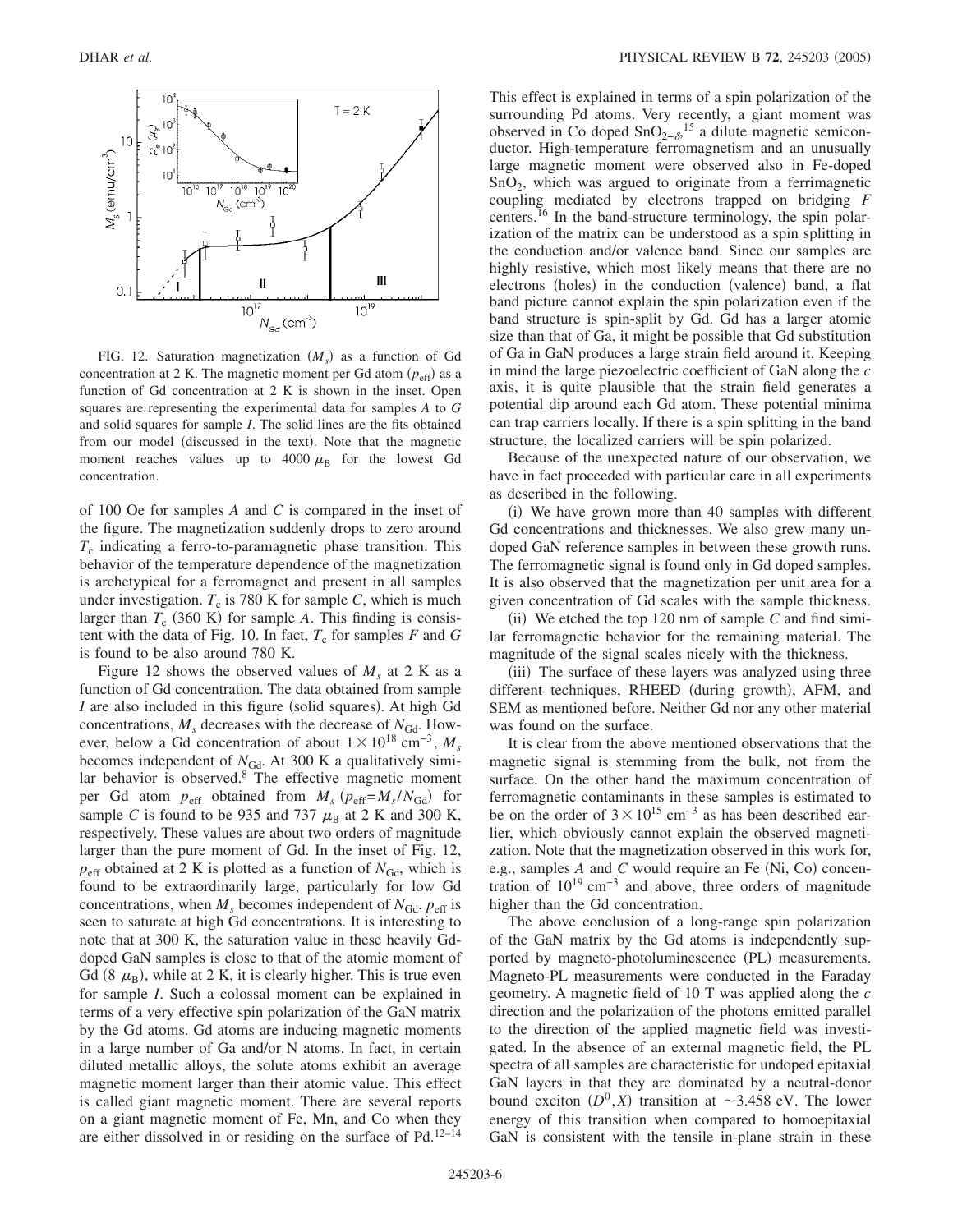T = 2 K

$M_s$ (emu/cm$^3$)

$N_{Gd}$ (cm$^{-3}$)

$p_{eff}$ ($\mu_B$)

I

II

III

FIG. 12. Saturation magnetization ($M_s$) as a function of Gd concentration at 2 K. The magnetic moment per Gd atom ($p_{eff}$) as a function of Gd concentration at 2 K is shown in the inset. Open squares are representing the experimental data for samples *A* to *G* and solid squares for sample *I*. The solid lines are the fits obtained from our model (discussed in the text). Note that the magnetic moment reaches values up to 4000 $\mu_B$ for the lowest Gd concentration.

of 100 Oe for samples *A* and *C* is compared in the inset of the figure. The magnetization suddenly drops to zero around $T_c$ indicating a ferro-to-paramagnetic phase transition. This behavior of the temperature dependence of the magnetization is archetypical for a ferromagnet and present in all samples under investigation. $T_c$ is 780 K for sample *C*, which is much larger than $T_c$ (360 K) for sample *A*. This finding is consistent with the data of Fig. 10. In fact, $T_c$ for samples *F* and *G* is found to be also around 780 K.

Figure 12 shows the observed values of $M_s$ at 2 K as a function of Gd concentration. The data obtained from sample *I* are also included in this figure (solid squares). At high Gd concentrations, $M_s$ decreases with the decrease of $N_{Gd}$. However, below a Gd concentration of about $1 \times 10^{18}$ cm$^{-3}$, $M_s$ becomes independent of $N_{Gd}$. At 300 K a qualitatively similar behavior is observed.[8] The effective magnetic moment per Gd atom $p_{eff}$ obtained from $M_s$ ($p_{eff} = M_s / N_{Gd}$) for sample *C* is found to be 935 and 737 $\mu_B$ at 2 K and 300 K, respectively. These values are about two orders of magnitude larger than the pure moment of Gd. In the inset of Fig. 12, $p_{eff}$ obtained at 2 K is plotted as a function of $N_{Gd}$, which is found to be extraordinarily large, particularly for low Gd concentrations, when $M_s$ becomes independent of $N_{Gd}$. $p_{eff}$ is seen to saturate at high Gd concentrations. It is interesting to note that at 300 K, the saturation value in these heavily Gd-doped GaN samples is close to that of the atomic moment of Gd (8 $\mu_B$), while at 2 K, it is clearly higher. This is true even for sample *I*. Such a colossal moment can be explained in terms of a very effective spin polarization of the GaN matrix by the Gd atoms. Gd atoms are inducing magnetic moments in a large number of Ga and/or N atoms. In fact, in certain diluted metallic alloys, the solute atoms exhibit an average magnetic moment larger than their atomic value. This effect is called giant magnetic moment. There are several reports on a giant magnetic moment of Fe, Mn, and Co when they are either dissolved in or residing on the surface of Pd.[12–14] This effect is explained in terms of a spin polarization of the surrounding Pd atoms. Very recently, a giant moment was observed in Co doped $SnO_{2-\delta}$,[15] a dilute magnetic semiconductor. High-temperature ferromagnetism and an unusually large magnetic moment were observed also in Fe-doped $SnO_2$, which was argued to originate from a ferrimagnetic coupling mediated by electrons trapped on bridging *F* centers.[16] In the band-structure terminology, the spin polarization of the matrix can be understood as a spin splitting in the conduction and/or valence band. Since our samples are highly resistive, which most likely means that there are no electrons (holes) in the conduction (valence) band, a flat band picture cannot explain the spin polarization even if the band structure is spin-split by Gd. Gd has a larger atomic size than that of Ga, it might be possible that Gd substitution of Ga in GaN produces a large strain field around it. Keeping in mind the large piezoelectric coefficient of GaN along the *c* axis, it is quite plausible that the strain field generates a potential dip around each Gd atom. These potential minima can trap carriers locally. If there is a spin splitting in the band structure, the localized carriers will be spin polarized.

Because of the unexpected nature of our observation, we have in fact proceeded with particular care in all experiments as described in the following.

(i) We have grown more than 40 samples with different Gd concentrations and thicknesses. We also grew many undoped GaN reference samples in between these growth runs. The ferromagnetic signal is found only in Gd doped samples. It is also observed that the magnetization per unit area for a given concentration of Gd scales with the sample thickness.

(ii) We etched the top 120 nm of sample *C* and find similar ferromagnetic behavior for the remaining material. The magnitude of the signal scales nicely with the thickness.

(iii) The surface of these layers was analyzed using three different techniques, RHEED (during growth), AFM, and SEM as mentioned before. Neither Gd nor any other material was found on the surface.

It is clear from the above mentioned observations that the magnetic signal is stemming from the bulk, not from the surface. On the other hand the maximum concentration of ferromagnetic contaminants in these samples is estimated to be on the order of $3 \times 10^{15}$ cm$^{-3}$ as has been described earlier, which obviously cannot explain the observed magnetization. Note that the magnetization observed in this work for, e.g., samples *A* and *C* would require an Fe (Ni, Co) concentration of $10^{19}$ cm$^{-3}$ and above, three orders of magnitude higher than the Gd concentration.

The above conclusion of a long-range spin polarization of the GaN matrix by the Gd atoms is independently supported by magneto-photoluminescence (PL) measurements. Magneto-PL measurements were conducted in the Faraday geometry. A magnetic field of 10 T was applied along the *c* direction and the polarization of the photons emitted parallel to the direction of the applied magnetic field was investigated. In the absence of an external magnetic field, the PL spectra of all samples are characteristic for undoped epitaxial GaN layers in that they are dominated by a neutral-donor bound exciton ($D^0, X$) transition at $\sim$3.458 eV. The lower energy of this transition when compared to homoepitaxial GaN is consistent with the tensile in-plane strain in these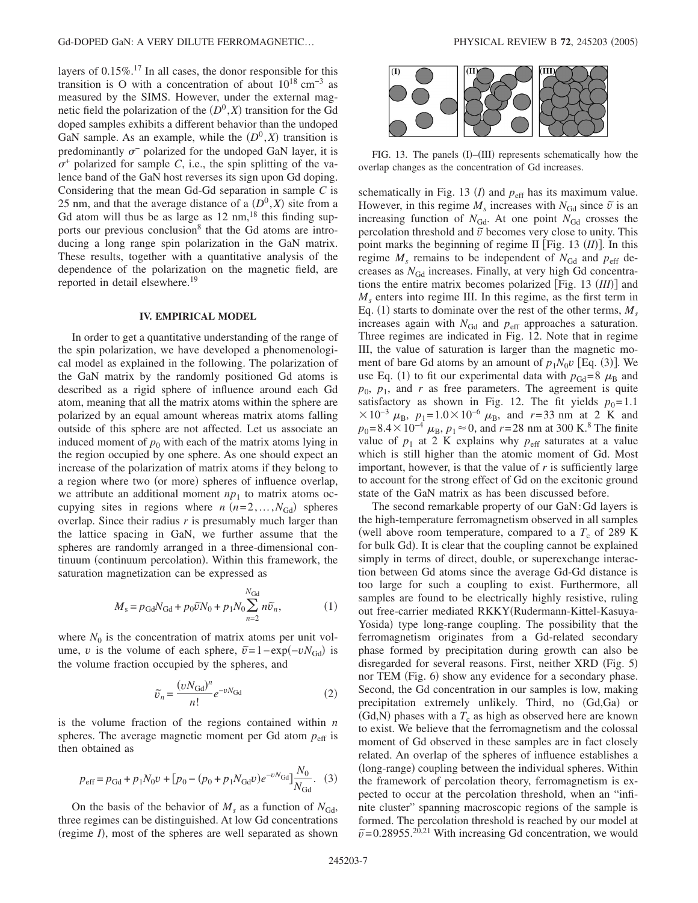layers of 0.15%.[17] In all cases, the donor responsible for this transition is O with a concentration of about $10^{18}$ cm$^{-3}$ as measured by the SIMS. However, under the external magnetic field the polarization of the $(D^0,X)$ transition for the Gd doped samples exhibits a different behavior than the undoped GaN sample. As an example, while the $(D^0,X)$ transition is predominantly $\sigma^-$ polarized for the undoped GaN layer, it is $\sigma^+$ polarized for sample *C*, i.e., the spin splitting of the valence band of the GaN host reverses its sign upon Gd doping. Considering that the mean Gd-Gd separation in sample *C* is 25 nm, and that the average distance of a $(D^0,X)$ site from a Gd atom will thus be as large as 12 nm,[18] this finding supports our previous conclusion[8] that the Gd atoms are introducing a long range spin polarization in the GaN matrix. These results, together with a quantitative analysis of the dependence of the polarization on the magnetic field, are reported in detail elsewhere.[19]

## IV. EMPIRICAL MODEL

In order to get a quantitative understanding of the range of the spin polarization, we have developed a phenomenological model as explained in the following. The polarization of the GaN matrix by the randomly positioned Gd atoms is described as a rigid sphere of influence around each Gd atom, meaning that all the matrix atoms within the sphere are polarized by an equal amount whereas matrix atoms falling outside of this sphere are not affected. Let us associate an induced moment of $p_0$ with each of the matrix atoms lying in the region occupied by one sphere. As one should expect an increase of the polarization of matrix atoms if they belong to a region where two (or more) spheres of influence overlap, we attribute an additional moment $np_1$ to matrix atoms occupying sites in regions where $n$ $(n=2,\ldots,N_{\mathrm{Gd}})$ spheres overlap. Since their radius $r$ is presumably much larger than the lattice spacing in GaN, we further assume that the spheres are randomly arranged in a three-dimensional continuum (continuum percolation). Within this framework, the saturation magnetization can be expressed as

$$M_s = p_{\mathrm{Gd}}N_{\mathrm{Gd}} + p_0\tilde{v}N_0 + p_1N_0\sum_{n=2}^{N_{\mathrm{Gd}}} n\tilde{v}_n, \tag{1}$$

where $N_0$ is the concentration of matrix atoms per unit volume, $v$ is the volume of each sphere, $\tilde{v}=1-\exp(-vN_{\mathrm{Gd}})$ is the volume fraction occupied by the spheres, and

$$\tilde{v}_n = \frac{(vN_{\mathrm{Gd}})^n}{n!}e^{-vN_{\mathrm{Gd}}} \tag{2}$$

is the volume fraction of the regions contained within $n$ spheres. The average magnetic moment per Gd atom $p_{\mathrm{eff}}$ is then obtained as

$$p_{\mathrm{eff}} = p_{\mathrm{Gd}} + p_1N_0v + [p_0 - (p_0 + p_1N_{\mathrm{Gd}}v)e^{-vN_{\mathrm{Gd}}}]\frac{N_0}{N_{\mathrm{Gd}}}. \tag{3}$$

On the basis of the behavior of $M_s$ as a function of $N_{\mathrm{Gd}}$, three regimes can be distinguished. At low Gd concentrations (regime *I*), most of the spheres are well separated as shown schematically in Fig. 13 (*I*) and $p_{\mathrm{eff}}$ has its maximum value. However, in this regime $M_s$ increases with $N_{\mathrm{Gd}}$ since $\tilde{v}$ is an increasing function of $N_{\mathrm{Gd}}$. At one point $N_{\mathrm{Gd}}$ crosses the percolation threshold and $\tilde{v}$ becomes very close to unity. This point marks the beginning of regime II [Fig. 13 (*II*)]. In this regime $M_s$ remains to be independent of $N_{\mathrm{Gd}}$ and $p_{\mathrm{eff}}$ decreases as $N_{\mathrm{Gd}}$ increases. Finally, at very high Gd concentrations the entire matrix becomes polarized [Fig. 13 (*III*)] and $M_s$ enters into regime III. In this regime, as the first term in Eq. (1) starts to dominate over the rest of the other terms, $M_s$ increases again with $N_{\mathrm{Gd}}$ and $p_{\mathrm{eff}}$ approaches a saturation. Three regimes are indicated in Fig. 12. Note that in regime III, the value of saturation is larger than the magnetic moment of bare Gd atoms by an amount of $p_1N_0v$ [Eq. (3)]. We use Eq. (1) to fit our experimental data with $p_{\mathrm{Gd}}=8$ $\mu_{\mathrm{B}}$ and $p_0$, $p_1$, and $r$ as free parameters. The agreement is quite satisfactory as shown in Fig. 12. The fit yields $p_0=1.1\times10^{-3}$ $\mu_{\mathrm{B}}$, $p_1=1.0\times10^{-6}$ $\mu_{\mathrm{B}}$, and $r=33$ nm at 2 K and $p_0=8.4\times10^{-4}$ $\mu_{\mathrm{B}}$, $p_1\approx0$, and $r=28$ nm at 300 K.[8] The finite value of $p_1$ at 2 K explains why $p_{\mathrm{eff}}$ saturates at a value which is still higher than the atomic moment of Gd. Most important, however, is that the value of $r$ is sufficiently large to account for the strong effect of Gd on the excitonic ground state of the GaN matrix as has been discussed before.

FIG. 13. The panels (I)–(III) represents schematically how the overlap changes as the concentration of Gd increases.

The second remarkable property of our GaN:Gd layers is the high-temperature ferromagnetism observed in all samples (well above room temperature, compared to a $T_c$ of 289 K for bulk Gd). It is clear that the coupling cannot be explained simply in terms of direct, double, or superexchange interaction between Gd atoms since the average Gd-Gd distance is too large for such a coupling to exist. Furthermore, all samples are found to be electrically highly resistive, ruling out free-carrier mediated RKKY(Rudermann-Kittel-Kasuya-Yosida) type long-range coupling. The possibility that the ferromagnetism originates from a Gd-related secondary phase formed by precipitation during growth can also be disregarded for several reasons. First, neither XRD (Fig. 5) nor TEM (Fig. 6) show any evidence for a secondary phase. Second, the Gd concentration in our samples is low, making precipitation extremely unlikely. Third, no (Gd,Ga) or (Gd,N) phases with a $T_c$ as high as observed here are known to exist. We believe that the ferromagnetism and the colossal moment of Gd observed in these samples are in fact closely related. An overlap of the spheres of influence establishes a (long-range) coupling between the individual spheres. Within the framework of percolation theory, ferromagnetism is expected to occur at the percolation threshold, when an "infinite cluster" spanning macroscopic regions of the sample is formed. The percolation threshold is reached by our model at $\tilde{v}=0.28955$.[20,21] With increasing Gd concentration, we would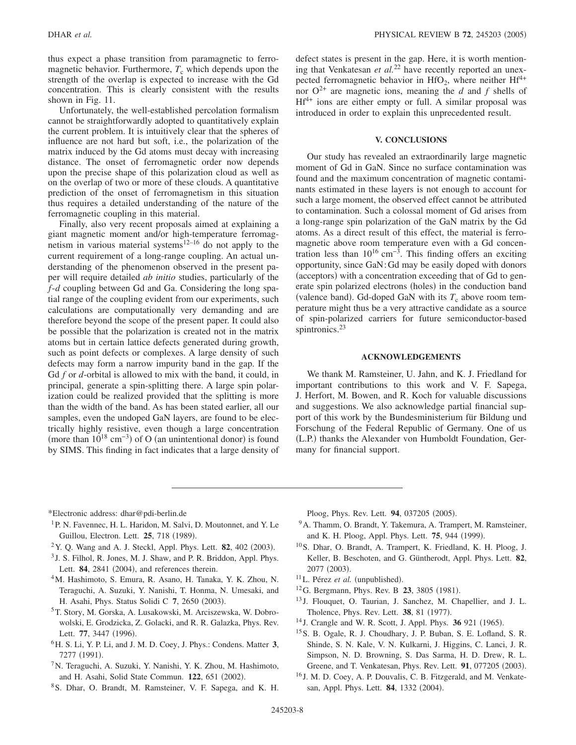thus expect a phase transition from paramagnetic to ferromagnetic behavior. Furthermore, $T_c$ which depends upon the strength of the overlap is expected to increase with the Gd concentration. This is clearly consistent with the results shown in Fig. 11.

Unfortunately, the well-established percolation formalism cannot be straightforwardly adopted to quantitatively explain the current problem. It is intuitively clear that the spheres of influence are not hard but soft, i.e., the polarization of the matrix induced by the Gd atoms must decay with increasing distance. The onset of ferromagnetic order now depends upon the precise shape of this polarization cloud as well as on the overlap of two or more of these clouds. A quantitative prediction of the onset of ferromagnetism in this situation thus requires a detailed understanding of the nature of the ferromagnetic coupling in this material.

Finally, also very recent proposals aimed at explaining a giant magnetic moment and/or high-temperature ferromagnetism in various material systems[12–16] do not apply to the current requirement of a long-range coupling. An actual understanding of the phenomenon observed in the present paper will require detailed *ab initio* studies, particularly of the *f*-*d* coupling between Gd and Ga. Considering the long spatial range of the coupling evident from our experiments, such calculations are computationally very demanding and are therefore beyond the scope of the present paper. It could also be possible that the polarization is created not in the matrix atoms but in certain lattice defects generated during growth, such as point defects or complexes. A large density of such defects may form a narrow impurity band in the gap. If the Gd *f* or *d*-orbital is allowed to mix with the band, it could, in principal, generate a spin-splitting there. A large spin polarization could be realized provided that the splitting is more than the width of the band. As has been stated earlier, all our samples, even the undoped GaN layers, are found to be electrically highly resistive, even though a large concentration (more than $10^{18}$ cm$^{-3}$) of O (an unintentional donor) is found by SIMS. This finding in fact indicates that a large density of defect states is present in the gap. Here, it is worth mentioning that Venkatesan *et al.*[22] have recently reported an unexpected ferromagnetic behavior in $HfO_2$, where neither $Hf^{4+}$ nor $O^{2+}$ are magnetic ions, meaning the *d* and *f* shells of $Hf^{4+}$ ions are either empty or full. A similar proposal was introduced in order to explain this unprecedented result.

## V. CONCLUSIONS

Our study has revealed an extraordinarily large magnetic moment of Gd in GaN. Since no surface contamination was found and the maximum concentration of magnetic contaminants estimated in these layers is not enough to account for such a large moment, the observed effect cannot be attributed to contamination. Such a colossal moment of Gd arises from a long-range spin polarization of the GaN matrix by the Gd atoms. As a direct result of this effect, the material is ferromagnetic above room temperature even with a Gd concentration less than $10^{16}$ cm$^{-3}$. This finding offers an exciting opportunity, since GaN:Gd may be easily doped with donors (acceptors) with a concentration exceeding that of Gd to generate spin polarized electrons (holes) in the conduction band (valence band). Gd-doped GaN with its $T_c$ above room temperature might thus be a very attractive candidate as a source of spin-polarized carriers for future semiconductor-based spintronics.[23]

## ACKNOWLEDGEMENTS

We thank M. Ramsteiner, U. Jahn, and K. J. Friedland for important contributions to this work and V. F. Sapega, J. Herfort, M. Bowen, and R. Koch for valuable discussions and suggestions. We also acknowledge partial financial support of this work by the Bundesministerium für Bildung und Forschung of the Federal Republic of Germany. One of us (L.P.) thanks the Alexander von Humboldt Foundation, Germany for financial support.

---

*Electronic address: dhar@pdi-berlin.de

[1] P. N. Favennec, H. L. Haridon, M. Salvi, D. Moutonnet, and Y. Le Guillou, Electron. Lett. **25**, 718 (1989).

[2] Y. Q. Wang and A. J. Steckl, Appl. Phys. Lett. **82**, 402 (2003).

[3] J. S. Filhol, R. Jones, M. J. Shaw, and P. R. Briddon, Appl. Phys. Lett. **84**, 2841 (2004), and references therein.

[4] M. Hashimoto, S. Emura, R. Asano, H. Tanaka, Y. K. Zhou, N. Teraguchi, A. Suzuki, Y. Nanishi, T. Honma, N. Umesaki, and H. Asahi, Phys. Status Solidi C **7**, 2650 (2003).

[5] T. Story, M. Gorska, A. Lusakowski, M. Arciszewska, W. Dobrowolski, E. Grodzicka, Z. Golacki, and R. R. Galazka, Phys. Rev. Lett. **77**, 3447 (1996).

[6] H. S. Li, Y. P. Li, and J. M. D. Coey, J. Phys.: Condens. Matter **3**, 7277 (1991).

[7] N. Teraguchi, A. Suzuki, Y. Nanishi, Y. K. Zhou, M. Hashimoto, and H. Asahi, Solid State Commun. **122**, 651 (2002).

[8] S. Dhar, O. Brandt, M. Ramsteiner, V. F. Sapega, and K. H. Ploog, Phys. Rev. Lett. **94**, 037205 (2005).

[9] A. Thamm, O. Brandt, Y. Takemura, A. Trampert, M. Ramsteiner, and K. H. Ploog, Appl. Phys. Lett. **75**, 944 (1999).

[10] S. Dhar, O. Brandt, A. Trampert, K. Friedland, K. H. Ploog, J. Keller, B. Beschoten, and G. Güntherodt, Appl. Phys. Lett. **82**, 2077 (2003).

[11] L. Pérez *et al.* (unpublished).

[12] G. Bergmann, Phys. Rev. B **23**, 3805 (1981).

[13] J. Flouquet, O. Taurian, J. Sanchez, M. Chapellier, and J. L. Tholence, Phys. Rev. Lett. **38**, 81 (1977).

[14] J. Crangle and W. R. Scott, J. Appl. Phys. **36** 921 (1965).

[15] S. B. Ogale, R. J. Choudhary, J. P. Buban, S. E. Lofland, S. R. Shinde, S. N. Kale, V. N. Kulkarni, J. Higgins, C. Lanci, J. R. Simpson, N. D. Browning, S. Das Sarma, H. D. Drew, R. L. Greene, and T. Venkatesan, Phys. Rev. Lett. **91**, 077205 (2003).

[16] J. M. D. Coey, A. P. Douvalis, C. B. Fitzgerald, and M. Venkatesan, Appl. Phys. Lett. **84**, 1332 (2004).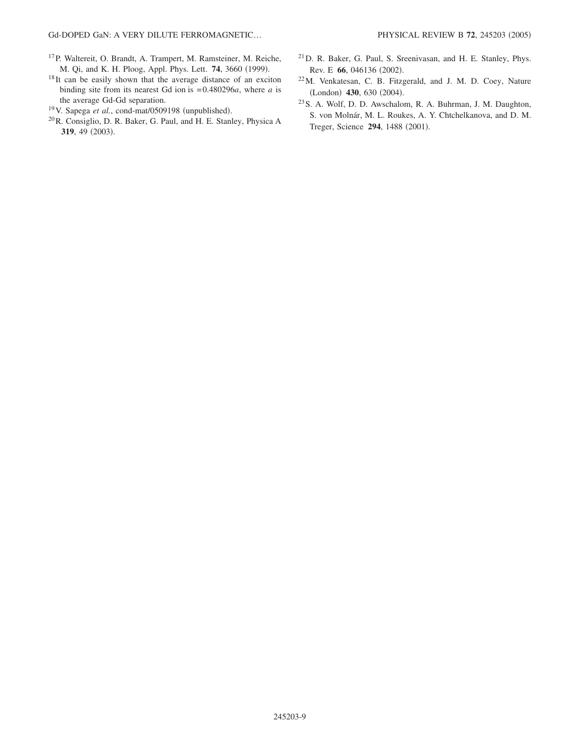[17] P. Waltereit, O. Brandt, A. Trampert, M. Ramsteiner, M. Reiche, M. Qi, and K. H. Ploog, Appl. Phys. Lett. **74**, 3660 (1999).

[18] It can be easily shown that the average distance of an exciton binding site from its nearest Gd ion is $=0.480296a$, where $a$ is the average Gd-Gd separation.

[19] V. Sapega *et al.*, cond-mat/0509198 (unpublished).

[20] R. Consiglio, D. R. Baker, G. Paul, and H. E. Stanley, Physica A **319**, 49 (2003).

[21] D. R. Baker, G. Paul, S. Sreenivasan, and H. E. Stanley, Phys. Rev. E **66**, 046136 (2002).

[22] M. Venkatesan, C. B. Fitzgerald, and J. M. D. Coey, Nature (London) **430**, 630 (2004).

[23] S. A. Wolf, D. D. Awschalom, R. A. Buhrman, J. M. Daughton, S. von Molnár, M. L. Roukes, A. Y. Chtchelkanova, and D. M. Treger, Science **294**, 1488 (2001).